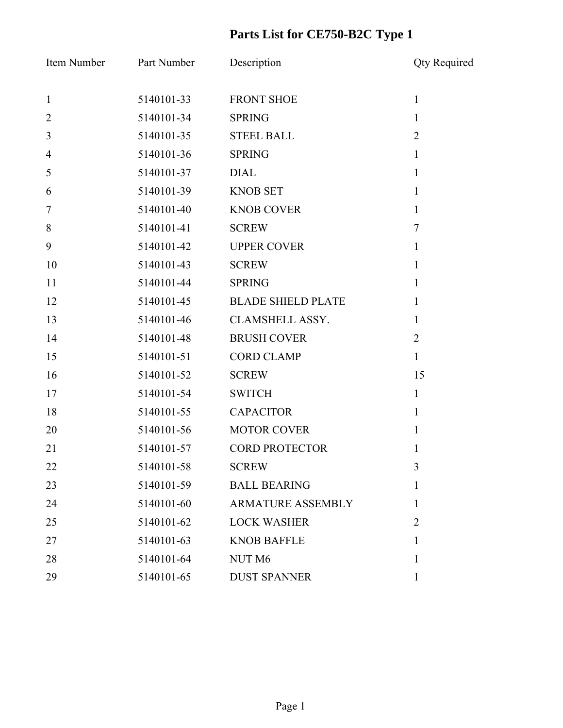# Parts List for CE750-B2C Type 1

| Item Number | Part Number | Description | Qty Required |
|---|---|---|---|
| 1 | 5140101-33 | FRONT SHOE | 1 |
| 2 | 5140101-34 | SPRING | 1 |
| 3 | 5140101-35 | STEEL BALL | 2 |
| 4 | 5140101-36 | SPRING | 1 |
| 5 | 5140101-37 | DIAL | 1 |
| 6 | 5140101-39 | KNOB SET | 1 |
| 7 | 5140101-40 | KNOB COVER | 1 |
| 8 | 5140101-41 | SCREW | 7 |
| 9 | 5140101-42 | UPPER COVER | 1 |
| 10 | 5140101-43 | SCREW | 1 |
| 11 | 5140101-44 | SPRING | 1 |
| 12 | 5140101-45 | BLADE SHIELD PLATE | 1 |
| 13 | 5140101-46 | CLAMSHELL ASSY. | 1 |
| 14 | 5140101-48 | BRUSH COVER | 2 |
| 15 | 5140101-51 | CORD CLAMP | 1 |
| 16 | 5140101-52 | SCREW | 15 |
| 17 | 5140101-54 | SWITCH | 1 |
| 18 | 5140101-55 | CAPACITOR | 1 |
| 20 | 5140101-56 | MOTOR COVER | 1 |
| 21 | 5140101-57 | CORD PROTECTOR | 1 |
| 22 | 5140101-58 | SCREW | 3 |
| 23 | 5140101-59 | BALL BEARING | 1 |
| 24 | 5140101-60 | ARMATURE ASSEMBLY | 1 |
| 25 | 5140101-62 | LOCK WASHER | 2 |
| 27 | 5140101-63 | KNOB BAFFLE | 1 |
| 28 | 5140101-64 | NUT M6 | 1 |
| 29 | 5140101-65 | DUST SPANNER | 1 |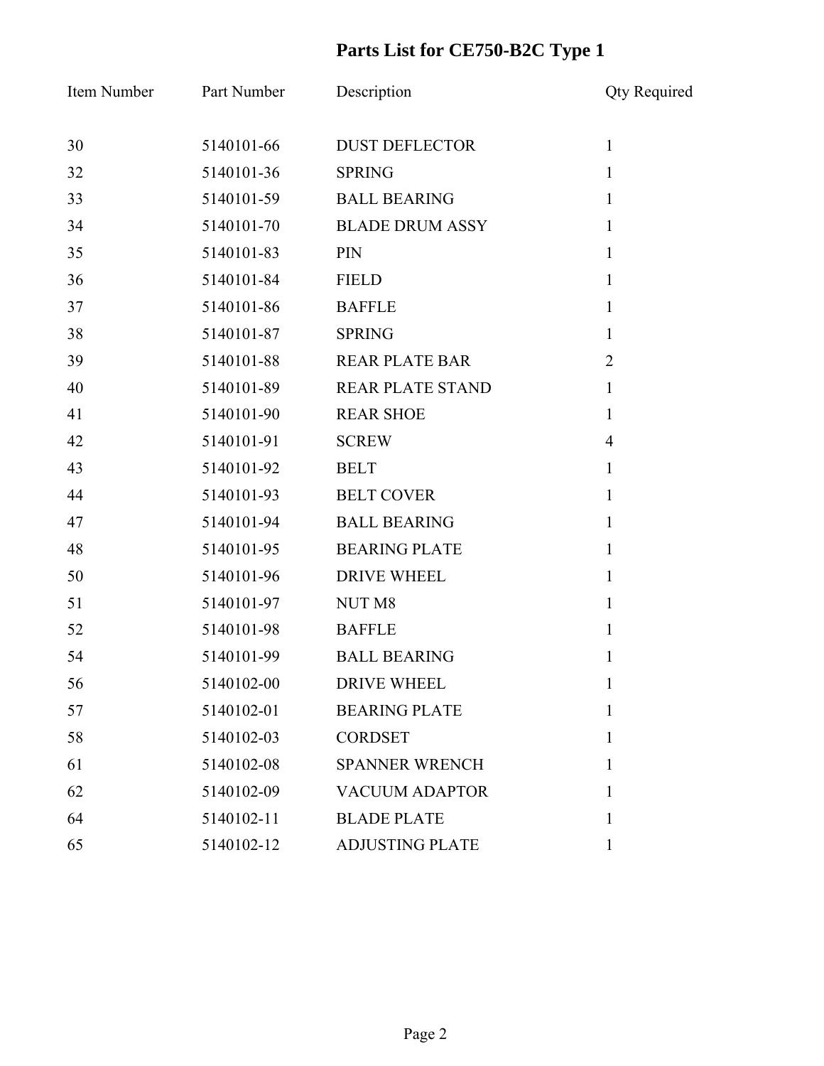# Parts List for CE750-B2C Type 1

| Item Number | Part Number | Description | Qty Required |
|---|---|---|---|
| 30 | 5140101-66 | DUST DEFLECTOR | 1 |
| 32 | 5140101-36 | SPRING | 1 |
| 33 | 5140101-59 | BALL BEARING | 1 |
| 34 | 5140101-70 | BLADE DRUM ASSY | 1 |
| 35 | 5140101-83 | PIN | 1 |
| 36 | 5140101-84 | FIELD | 1 |
| 37 | 5140101-86 | BAFFLE | 1 |
| 38 | 5140101-87 | SPRING | 1 |
| 39 | 5140101-88 | REAR PLATE BAR | 2 |
| 40 | 5140101-89 | REAR PLATE STAND | 1 |
| 41 | 5140101-90 | REAR SHOE | 1 |
| 42 | 5140101-91 | SCREW | 4 |
| 43 | 5140101-92 | BELT | 1 |
| 44 | 5140101-93 | BELT COVER | 1 |
| 47 | 5140101-94 | BALL BEARING | 1 |
| 48 | 5140101-95 | BEARING PLATE | 1 |
| 50 | 5140101-96 | DRIVE WHEEL | 1 |
| 51 | 5140101-97 | NUT M8 | 1 |
| 52 | 5140101-98 | BAFFLE | 1 |
| 54 | 5140101-99 | BALL BEARING | 1 |
| 56 | 5140102-00 | DRIVE WHEEL | 1 |
| 57 | 5140102-01 | BEARING PLATE | 1 |
| 58 | 5140102-03 | CORDSET | 1 |
| 61 | 5140102-08 | SPANNER WRENCH | 1 |
| 62 | 5140102-09 | VACUUM ADAPTOR | 1 |
| 64 | 5140102-11 | BLADE PLATE | 1 |
| 65 | 5140102-12 | ADJUSTING PLATE | 1 |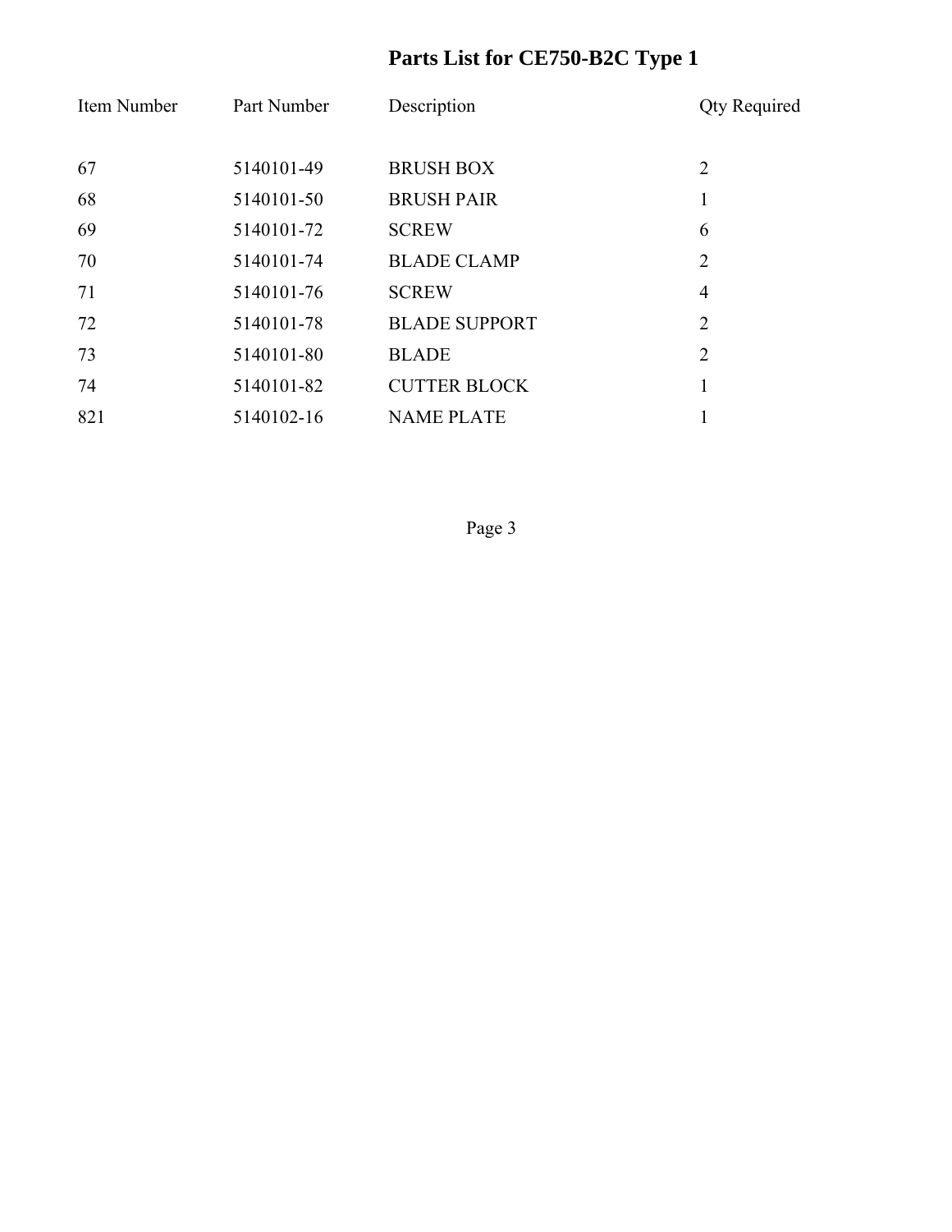# Parts List for CE750-B2C Type 1

| Item Number | Part Number | Description | Qty Required |
|---|---|---|---|
| 67 | 5140101-49 | BRUSH BOX | 2 |
| 68 | 5140101-50 | BRUSH PAIR | 1 |
| 69 | 5140101-72 | SCREW | 6 |
| 70 | 5140101-74 | BLADE CLAMP | 2 |
| 71 | 5140101-76 | SCREW | 4 |
| 72 | 5140101-78 | BLADE SUPPORT | 2 |
| 73 | 5140101-80 | BLADE | 2 |
| 74 | 5140101-82 | CUTTER BLOCK | 1 |
| 821 | 5140102-16 | NAME PLATE | 1 |